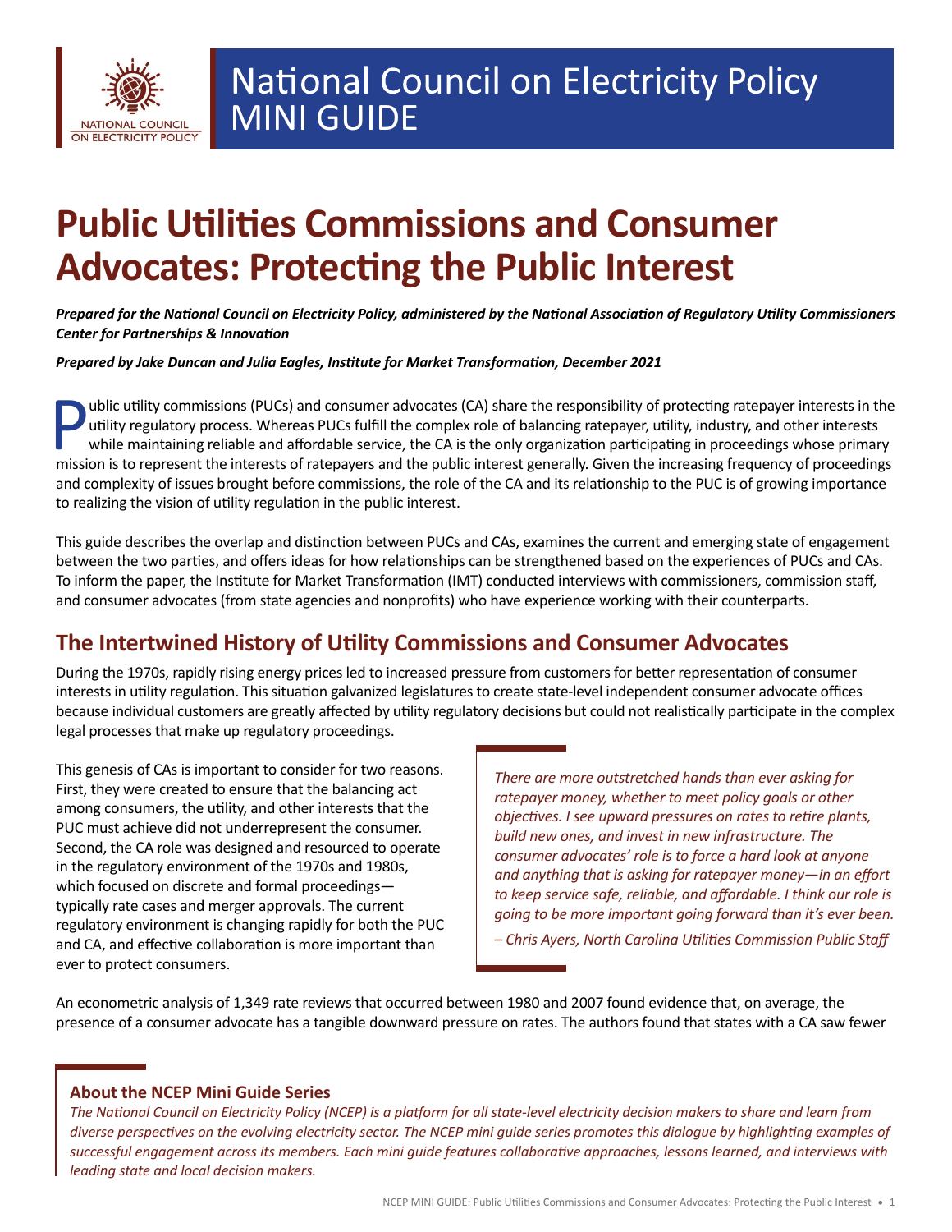National Council on Electricity Policy MINI GUIDE

# Public Utilities Commissions and Consumer Advocates: Protecting the Public Interest

***Prepared for the National Council on Electricity Policy, administered by the National Association of Regulatory Utility Commissioners Center for Partnerships & Innovation***

***Prepared by Jake Duncan and Julia Eagles, Institute for Market Transformation, December 2021***

Public utility commissions (PUCs) and consumer advocates (CA) share the responsibility of protecting ratepayer interests in the utility regulatory process. Whereas PUCs fulfill the complex role of balancing ratepayer, utility, industry, and other interests while maintaining reliable and affordable service, the CA is the only organization participating in proceedings whose primary mission is to represent the interests of ratepayers and the public interest generally. Given the increasing frequency of proceedings and complexity of issues brought before commissions, the role of the CA and its relationship to the PUC is of growing importance to realizing the vision of utility regulation in the public interest.

This guide describes the overlap and distinction between PUCs and CAs, examines the current and emerging state of engagement between the two parties, and offers ideas for how relationships can be strengthened based on the experiences of PUCs and CAs. To inform the paper, the Institute for Market Transformation (IMT) conducted interviews with commissioners, commission staff, and consumer advocates (from state agencies and nonprofits) who have experience working with their counterparts.

## The Intertwined History of Utility Commissions and Consumer Advocates

During the 1970s, rapidly rising energy prices led to increased pressure from customers for better representation of consumer interests in utility regulation. This situation galvanized legislatures to create state-level independent consumer advocate offices because individual customers are greatly affected by utility regulatory decisions but could not realistically participate in the complex legal processes that make up regulatory proceedings.

This genesis of CAs is important to consider for two reasons. First, they were created to ensure that the balancing act among consumers, the utility, and other interests that the PUC must achieve did not underrepresent the consumer. Second, the CA role was designed and resourced to operate in the regulatory environment of the 1970s and 1980s, which focused on discrete and formal proceedings—typically rate cases and merger approvals. The current regulatory environment is changing rapidly for both the PUC and CA, and effective collaboration is more important than ever to protect consumers.

> *There are more outstretched hands than ever asking for ratepayer money, whether to meet policy goals or other objectives. I see upward pressures on rates to retire plants, build new ones, and invest in new infrastructure. The consumer advocates' role is to force a hard look at anyone and anything that is asking for ratepayer money—in an effort to keep service safe, reliable, and affordable. I think our role is going to be more important going forward than it's ever been.*
>
> *– Chris Ayers, North Carolina Utilities Commission Public Staff*

An econometric analysis of 1,349 rate reviews that occurred between 1980 and 2007 found evidence that, on average, the presence of a consumer advocate has a tangible downward pressure on rates. The authors found that states with a CA saw fewer

### About the NCEP Mini Guide Series

*The National Council on Electricity Policy (NCEP) is a platform for all state-level electricity decision makers to share and learn from diverse perspectives on the evolving electricity sector. The NCEP mini guide series promotes this dialogue by highlighting examples of successful engagement across its members. Each mini guide features collaborative approaches, lessons learned, and interviews with leading state and local decision makers.*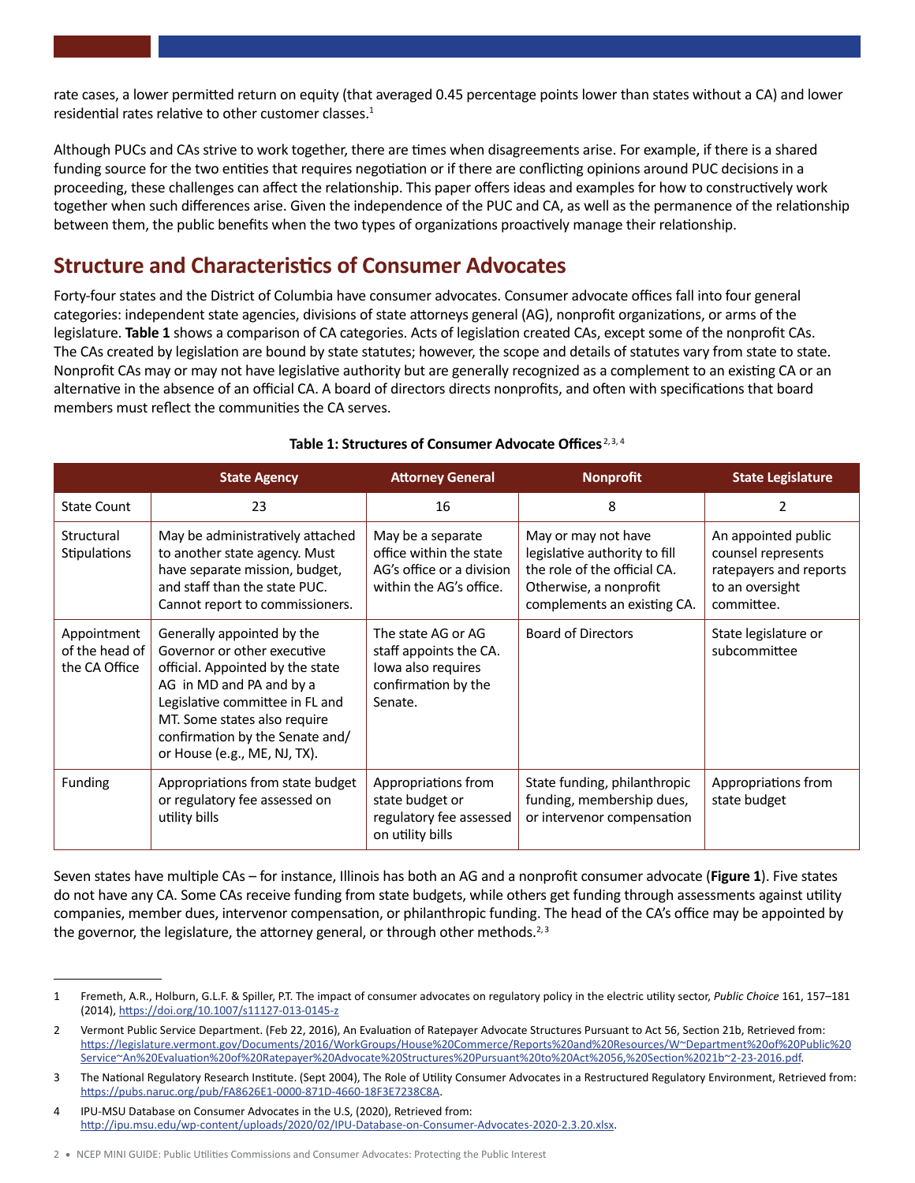rate cases, a lower permitted return on equity (that averaged 0.45 percentage points lower than states without a CA) and lower residential rates relative to other customer classes.[1]

Although PUCs and CAs strive to work together, there are times when disagreements arise. For example, if there is a shared funding source for the two entities that requires negotiation or if there are conflicting opinions around PUC decisions in a proceeding, these challenges can affect the relationship. This paper offers ideas and examples for how to constructively work together when such differences arise. Given the independence of the PUC and CA, as well as the permanence of the relationship between them, the public benefits when the two types of organizations proactively manage their relationship.

## Structure and Characteristics of Consumer Advocates

Forty-four states and the District of Columbia have consumer advocates. Consumer advocate offices fall into four general categories: independent state agencies, divisions of state attorneys general (AG), nonprofit organizations, or arms of the legislature. **Table 1** shows a comparison of CA categories. Acts of legislation created CAs, except some of the nonprofit CAs. The CAs created by legislation are bound by state statutes; however, the scope and details of statutes vary from state to state. Nonprofit CAs may or may not have legislative authority but are generally recognized as a complement to an existing CA or an alternative in the absence of an official CA. A board of directors directs nonprofits, and often with specifications that board members must reflect the communities the CA serves.

**Table 1: Structures of Consumer Advocate Offices**[2, 3, 4]

| | State Agency | Attorney General | Nonprofit | State Legislature |
|---|---|---|---|---|
| State Count | 23 | 16 | 8 | 2 |
| Structural Stipulations | May be administratively attached to another state agency. Must have separate mission, budget, and staff than the state PUC. Cannot report to commissioners. | May be a separate office within the state AG's office or a division within the AG's office. | May or may not have legislative authority to fill the role of the official CA. Otherwise, a nonprofit complements an existing CA. | An appointed public counsel represents ratepayers and reports to an oversight committee. |
| Appointment of the head of the CA Office | Generally appointed by the Governor or other executive official. Appointed by the state AG in MD and PA and by a Legislative committee in FL and MT. Some states also require confirmation by the Senate and/or House (e.g., ME, NJ, TX). | The state AG or AG staff appoints the CA. Iowa also requires confirmation by the Senate. | Board of Directors | State legislature or subcommittee |
| Funding | Appropriations from state budget or regulatory fee assessed on utility bills | Appropriations from state budget or regulatory fee assessed on utility bills | State funding, philanthropic funding, membership dues, or intervenor compensation | Appropriations from state budget |

Seven states have multiple CAs – for instance, Illinois has both an AG and a nonprofit consumer advocate (**Figure 1**). Five states do not have any CA. Some CAs receive funding from state budgets, while others get funding through assessments against utility companies, member dues, intervenor compensation, or philanthropic funding. The head of the CA's office may be appointed by the governor, the legislature, the attorney general, or through other methods.[2, 3]

---

1 Fremeth, A.R., Holburn, G.L.F. & Spiller, P.T. The impact of consumer advocates on regulatory policy in the electric utility sector, *Public Choice* 161, 157–181 (2014), https://doi.org/10.1007/s11127-013-0145-z

2 Vermont Public Service Department. (Feb 22, 2016), An Evaluation of Ratepayer Advocate Structures Pursuant to Act 56, Section 21b, Retrieved from: https://legislature.vermont.gov/Documents/2016/WorkGroups/House%20Commerce/Reports%20and%20Resources/W~Department%20of%20Public%20Service~An%20Evaluation%20of%20Ratepayer%20Advocate%20Structures%20Pursuant%20to%20Act%2056,%20Section%2021b~2-23-2016.pdf.

3 The National Regulatory Research Institute. (Sept 2004), The Role of Utility Consumer Advocates in a Restructured Regulatory Environment, Retrieved from: https://pubs.naruc.org/pub/FA8626E1-0000-871D-4660-18F3E7238C8A.

4 IPU-MSU Database on Consumer Advocates in the U.S, (2020), Retrieved from: http://ipu.msu.edu/wp-content/uploads/2020/02/IPU-Database-on-Consumer-Advocates-2020-2.3.20.xlsx.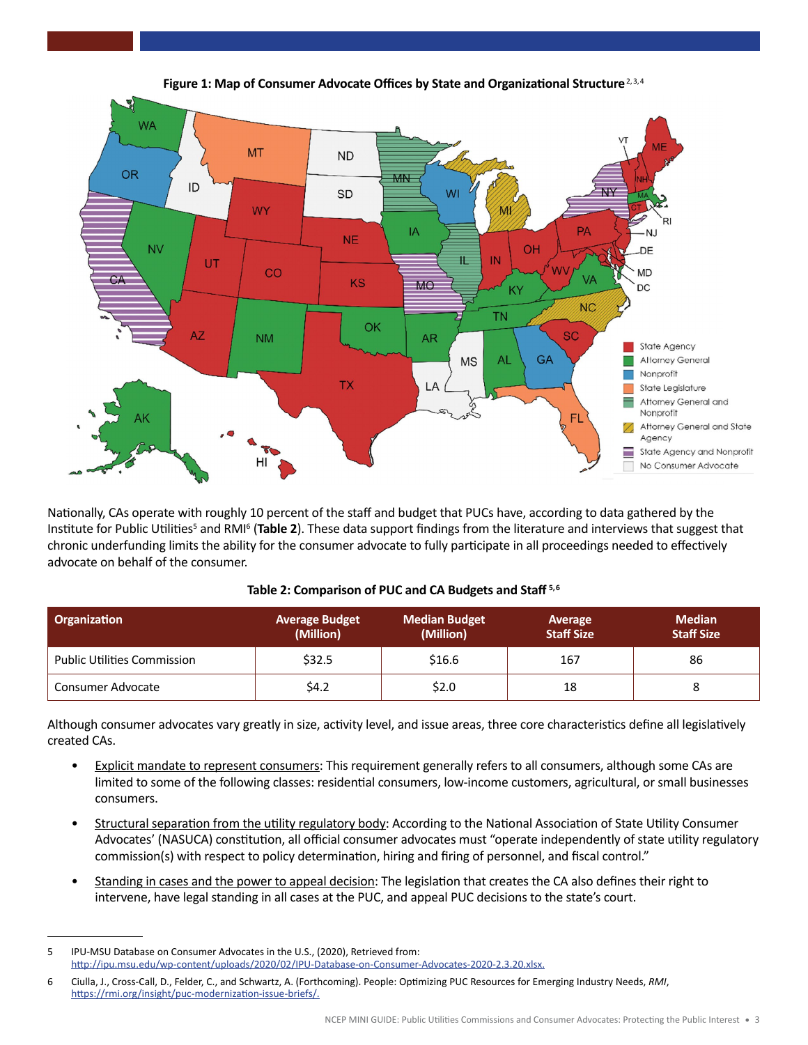**Figure 1: Map of Consumer Advocate Offices by State and Organizational Structure**[2,3,4]

Nationally, CAs operate with roughly 10 percent of the staff and budget that PUCs have, according to data gathered by the Institute for Public Utilities[5] and RMI[6] (**Table 2**). These data support findings from the literature and interviews that suggest that chronic underfunding limits the ability for the consumer advocate to fully participate in all proceedings needed to effectively advocate on behalf of the consumer.

**Table 2: Comparison of PUC and CA Budgets and Staff** [5,6]

| Organization | Average Budget (Million) | Median Budget (Million) | Average Staff Size | Median Staff Size |
|---|---|---|---|---|
| Public Utilities Commission | $32.5 | $16.6 | 167 | 86 |
| Consumer Advocate | $4.2 | $2.0 | 18 | 8 |

Although consumer advocates vary greatly in size, activity level, and issue areas, three core characteristics define all legislatively created CAs.

- Explicit mandate to represent consumers: This requirement generally refers to all consumers, although some CAs are limited to some of the following classes: residential consumers, low-income customers, agricultural, or small businesses consumers.
- Structural separation from the utility regulatory body: According to the National Association of State Utility Consumer Advocates' (NASUCA) constitution, all official consumer advocates must "operate independently of state utility regulatory commission(s) with respect to policy determination, hiring and firing of personnel, and fiscal control."
- Standing in cases and the power to appeal decision: The legislation that creates the CA also defines their right to intervene, have legal standing in all cases at the PUC, and appeal PUC decisions to the state's court.

---

5 IPU-MSU Database on Consumer Advocates in the U.S., (2020), Retrieved from: http://ipu.msu.edu/wp-content/uploads/2020/02/IPU-Database-on-Consumer-Advocates-2020-2.3.20.xlsx.

6 Ciulla, J., Cross-Call, D., Felder, C., and Schwartz, A. (Forthcoming). People: Optimizing PUC Resources for Emerging Industry Needs, *RMI*, https://rmi.org/insight/puc-modernization-issue-briefs/.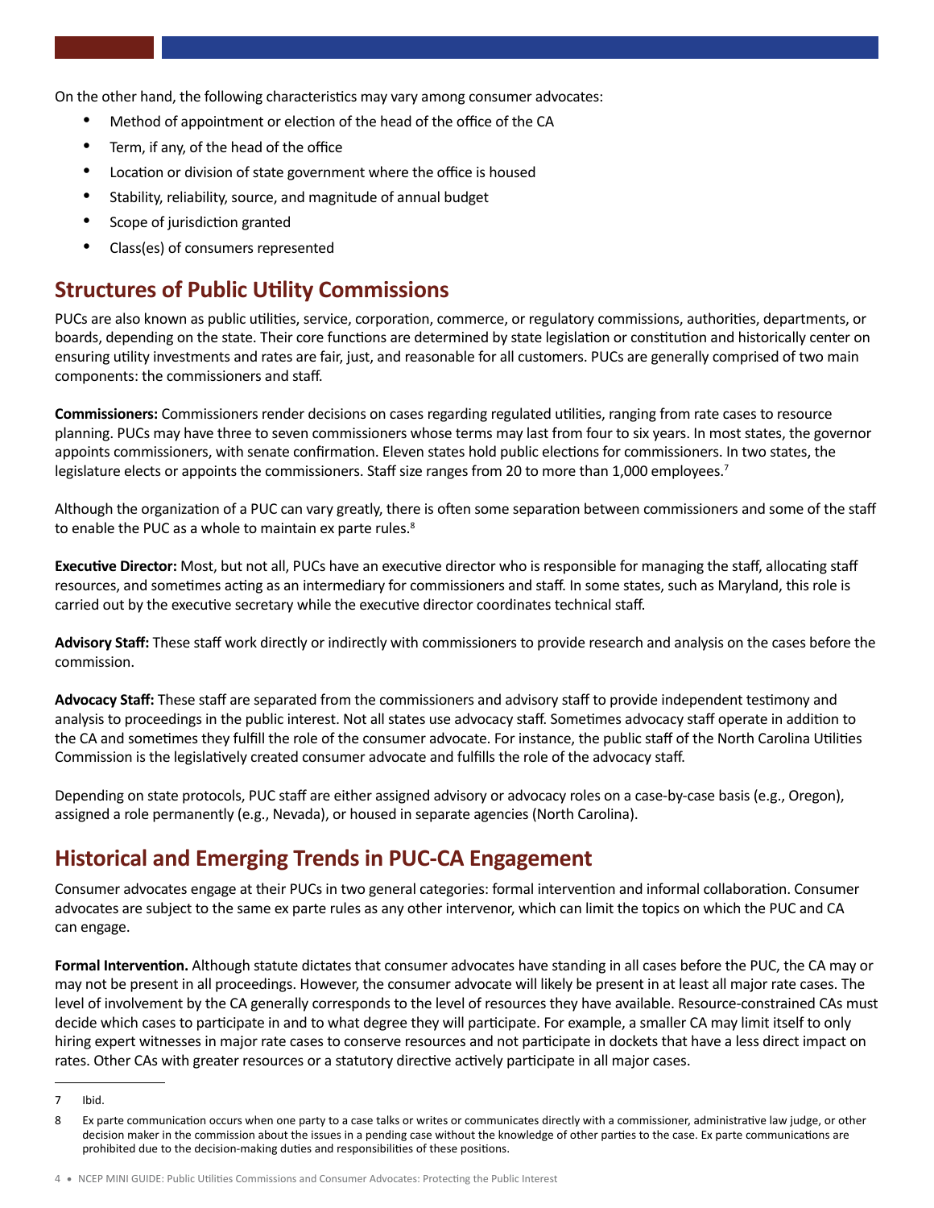On the other hand, the following characteristics may vary among consumer advocates:

- Method of appointment or election of the head of the office of the CA
- Term, if any, of the head of the office
- Location or division of state government where the office is housed
- Stability, reliability, source, and magnitude of annual budget
- Scope of jurisdiction granted
- Class(es) of consumers represented

## Structures of Public Utility Commissions

PUCs are also known as public utilities, service, corporation, commerce, or regulatory commissions, authorities, departments, or boards, depending on the state. Their core functions are determined by state legislation or constitution and historically center on ensuring utility investments and rates are fair, just, and reasonable for all customers. PUCs are generally comprised of two main components: the commissioners and staff.

**Commissioners:** Commissioners render decisions on cases regarding regulated utilities, ranging from rate cases to resource planning. PUCs may have three to seven commissioners whose terms may last from four to six years. In most states, the governor appoints commissioners, with senate confirmation. Eleven states hold public elections for commissioners. In two states, the legislature elects or appoints the commissioners. Staff size ranges from 20 to more than 1,000 employees.[7]

Although the organization of a PUC can vary greatly, there is often some separation between commissioners and some of the staff to enable the PUC as a whole to maintain ex parte rules.[8]

**Executive Director:** Most, but not all, PUCs have an executive director who is responsible for managing the staff, allocating staff resources, and sometimes acting as an intermediary for commissioners and staff. In some states, such as Maryland, this role is carried out by the executive secretary while the executive director coordinates technical staff.

**Advisory Staff:** These staff work directly or indirectly with commissioners to provide research and analysis on the cases before the commission.

**Advocacy Staff:** These staff are separated from the commissioners and advisory staff to provide independent testimony and analysis to proceedings in the public interest. Not all states use advocacy staff. Sometimes advocacy staff operate in addition to the CA and sometimes they fulfill the role of the consumer advocate. For instance, the public staff of the North Carolina Utilities Commission is the legislatively created consumer advocate and fulfills the role of the advocacy staff.

Depending on state protocols, PUC staff are either assigned advisory or advocacy roles on a case-by-case basis (e.g., Oregon), assigned a role permanently (e.g., Nevada), or housed in separate agencies (North Carolina).

## Historical and Emerging Trends in PUC-CA Engagement

Consumer advocates engage at their PUCs in two general categories: formal intervention and informal collaboration. Consumer advocates are subject to the same ex parte rules as any other intervenor, which can limit the topics on which the PUC and CA can engage.

**Formal Intervention.** Although statute dictates that consumer advocates have standing in all cases before the PUC, the CA may or may not be present in all proceedings. However, the consumer advocate will likely be present in at least all major rate cases. The level of involvement by the CA generally corresponds to the level of resources they have available. Resource-constrained CAs must decide which cases to participate in and to what degree they will participate. For example, a smaller CA may limit itself to only hiring expert witnesses in major rate cases to conserve resources and not participate in dockets that have a less direct impact on rates. Other CAs with greater resources or a statutory directive actively participate in all major cases.

---

7 Ibid.

8 Ex parte communication occurs when one party to a case talks or writes or communicates directly with a commissioner, administrative law judge, or other decision maker in the commission about the issues in a pending case without the knowledge of other parties to the case. Ex parte communications are prohibited due to the decision-making duties and responsibilities of these positions.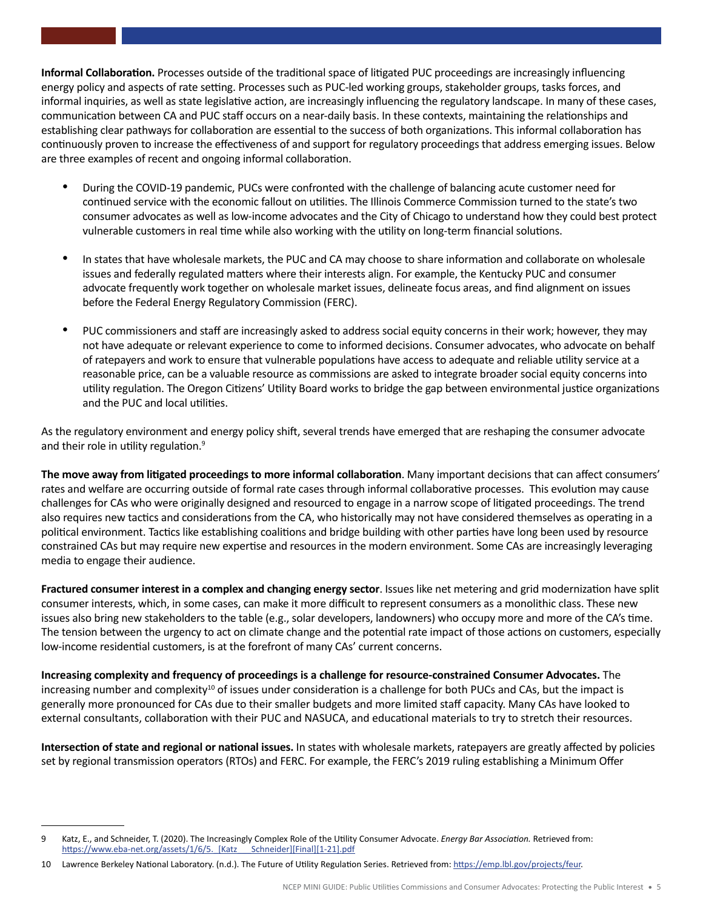**Informal Collaboration.** Processes outside of the traditional space of litigated PUC proceedings are increasingly influencing energy policy and aspects of rate setting. Processes such as PUC-led working groups, stakeholder groups, tasks forces, and informal inquiries, as well as state legislative action, are increasingly influencing the regulatory landscape. In many of these cases, communication between CA and PUC staff occurs on a near-daily basis. In these contexts, maintaining the relationships and establishing clear pathways for collaboration are essential to the success of both organizations. This informal collaboration has continuously proven to increase the effectiveness of and support for regulatory proceedings that address emerging issues. Below are three examples of recent and ongoing informal collaboration.

- During the COVID-19 pandemic, PUCs were confronted with the challenge of balancing acute customer need for continued service with the economic fallout on utilities. The Illinois Commerce Commission turned to the state's two consumer advocates as well as low-income advocates and the City of Chicago to understand how they could best protect vulnerable customers in real time while also working with the utility on long-term financial solutions.

- In states that have wholesale markets, the PUC and CA may choose to share information and collaborate on wholesale issues and federally regulated matters where their interests align. For example, the Kentucky PUC and consumer advocate frequently work together on wholesale market issues, delineate focus areas, and find alignment on issues before the Federal Energy Regulatory Commission (FERC).

- PUC commissioners and staff are increasingly asked to address social equity concerns in their work; however, they may not have adequate or relevant experience to come to informed decisions. Consumer advocates, who advocate on behalf of ratepayers and work to ensure that vulnerable populations have access to adequate and reliable utility service at a reasonable price, can be a valuable resource as commissions are asked to integrate broader social equity concerns into utility regulation. The Oregon Citizens' Utility Board works to bridge the gap between environmental justice organizations and the PUC and local utilities.

As the regulatory environment and energy policy shift, several trends have emerged that are reshaping the consumer advocate and their role in utility regulation.[9]

**The move away from litigated proceedings to more informal collaboration**. Many important decisions that can affect consumers' rates and welfare are occurring outside of formal rate cases through informal collaborative processes. This evolution may cause challenges for CAs who were originally designed and resourced to engage in a narrow scope of litigated proceedings. The trend also requires new tactics and considerations from the CA, who historically may not have considered themselves as operating in a political environment. Tactics like establishing coalitions and bridge building with other parties have long been used by resource constrained CAs but may require new expertise and resources in the modern environment. Some CAs are increasingly leveraging media to engage their audience.

**Fractured consumer interest in a complex and changing energy sector**. Issues like net metering and grid modernization have split consumer interests, which, in some cases, can make it more difficult to represent consumers as a monolithic class. These new issues also bring new stakeholders to the table (e.g., solar developers, landowners) who occupy more and more of the CA's time. The tension between the urgency to act on climate change and the potential rate impact of those actions on customers, especially low-income residential customers, is at the forefront of many CAs' current concerns.

**Increasing complexity and frequency of proceedings is a challenge for resource-constrained Consumer Advocates.** The increasing number and complexity[10] of issues under consideration is a challenge for both PUCs and CAs, but the impact is generally more pronounced for CAs due to their smaller budgets and more limited staff capacity. Many CAs have looked to external consultants, collaboration with their PUC and NASUCA, and educational materials to try to stretch their resources.

**Intersection of state and regional or national issues.** In states with wholesale markets, ratepayers are greatly affected by policies set by regional transmission operators (RTOs) and FERC. For example, the FERC's 2019 ruling establishing a Minimum Offer

---

9 Katz, E., and Schneider, T. (2020). The Increasingly Complex Role of the Utility Consumer Advocate. *Energy Bar Association.* Retrieved from: https://www.eba-net.org/assets/1/6/5._[Katz___Schneider][Final][1-21].pdf

10 Lawrence Berkeley National Laboratory. (n.d.). The Future of Utility Regulation Series. Retrieved from: https://emp.lbl.gov/projects/feur.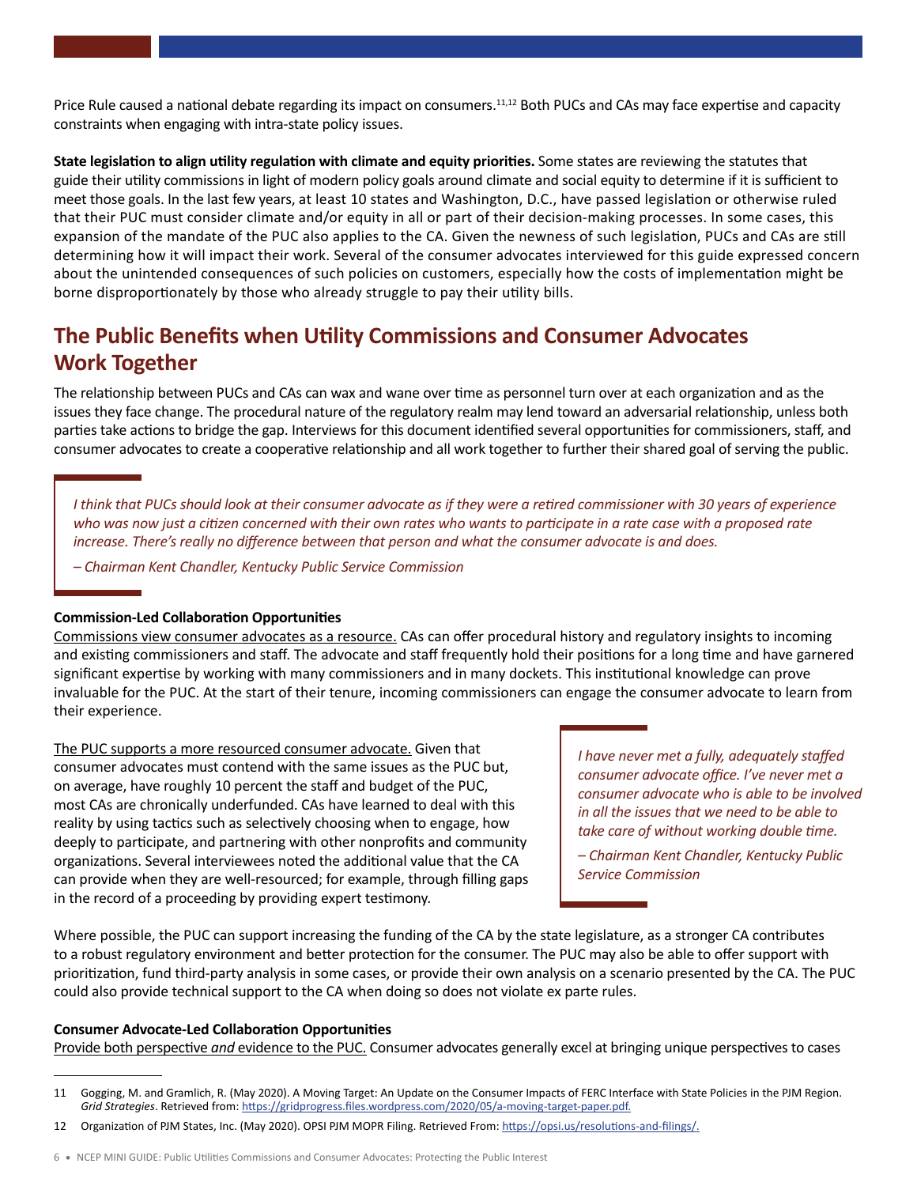Price Rule caused a national debate regarding its impact on consumers.[11,12] Both PUCs and CAs may face expertise and capacity constraints when engaging with intra-state policy issues.

**State legislation to align utility regulation with climate and equity priorities.** Some states are reviewing the statutes that guide their utility commissions in light of modern policy goals around climate and social equity to determine if it is sufficient to meet those goals. In the last few years, at least 10 states and Washington, D.C., have passed legislation or otherwise ruled that their PUC must consider climate and/or equity in all or part of their decision-making processes. In some cases, this expansion of the mandate of the PUC also applies to the CA. Given the newness of such legislation, PUCs and CAs are still determining how it will impact their work. Several of the consumer advocates interviewed for this guide expressed concern about the unintended consequences of such policies on customers, especially how the costs of implementation might be borne disproportionately by those who already struggle to pay their utility bills.

## The Public Benefits when Utility Commissions and Consumer Advocates Work Together

The relationship between PUCs and CAs can wax and wane over time as personnel turn over at each organization and as the issues they face change. The procedural nature of the regulatory realm may lend toward an adversarial relationship, unless both parties take actions to bridge the gap. Interviews for this document identified several opportunities for commissioners, staff, and consumer advocates to create a cooperative relationship and all work together to further their shared goal of serving the public.

> *I think that PUCs should look at their consumer advocate as if they were a retired commissioner with 30 years of experience who was now just a citizen concerned with their own rates who wants to participate in a rate case with a proposed rate increase. There's really no difference between that person and what the consumer advocate is and does.*
>
> *– Chairman Kent Chandler, Kentucky Public Service Commission*

**Commission-Led Collaboration Opportunities**

Commissions view consumer advocates as a resource. CAs can offer procedural history and regulatory insights to incoming and existing commissioners and staff. The advocate and staff frequently hold their positions for a long time and have garnered significant expertise by working with many commissioners and in many dockets. This institutional knowledge can prove invaluable for the PUC. At the start of their tenure, incoming commissioners can engage the consumer advocate to learn from their experience.

The PUC supports a more resourced consumer advocate. Given that consumer advocates must contend with the same issues as the PUC but, on average, have roughly 10 percent the staff and budget of the PUC, most CAs are chronically underfunded. CAs have learned to deal with this reality by using tactics such as selectively choosing when to engage, how deeply to participate, and partnering with other nonprofits and community organizations. Several interviewees noted the additional value that the CA can provide when they are well-resourced; for example, through filling gaps in the record of a proceeding by providing expert testimony.

> *I have never met a fully, adequately staffed consumer advocate office. I've never met a consumer advocate who is able to be involved in all the issues that we need to be able to take care of without working double time.*
>
> *– Chairman Kent Chandler, Kentucky Public Service Commission*

Where possible, the PUC can support increasing the funding of the CA by the state legislature, as a stronger CA contributes to a robust regulatory environment and better protection for the consumer. The PUC may also be able to offer support with prioritization, fund third-party analysis in some cases, or provide their own analysis on a scenario presented by the CA. The PUC could also provide technical support to the CA when doing so does not violate ex parte rules.

**Consumer Advocate-Led Collaboration Opportunities**

Provide both perspective *and* evidence to the PUC. Consumer advocates generally excel at bringing unique perspectives to cases

---

11 Gogging, M. and Gramlich, R. (May 2020). A Moving Target: An Update on the Consumer Impacts of FERC Interface with State Policies in the PJM Region. *Grid Strategies*. Retrieved from: https://gridprogress.files.wordpress.com/2020/05/a-moving-target-paper.pdf.

12 Organization of PJM States, Inc. (May 2020). OPSI PJM MOPR Filing. Retrieved From: https://opsi.us/resolutions-and-filings/.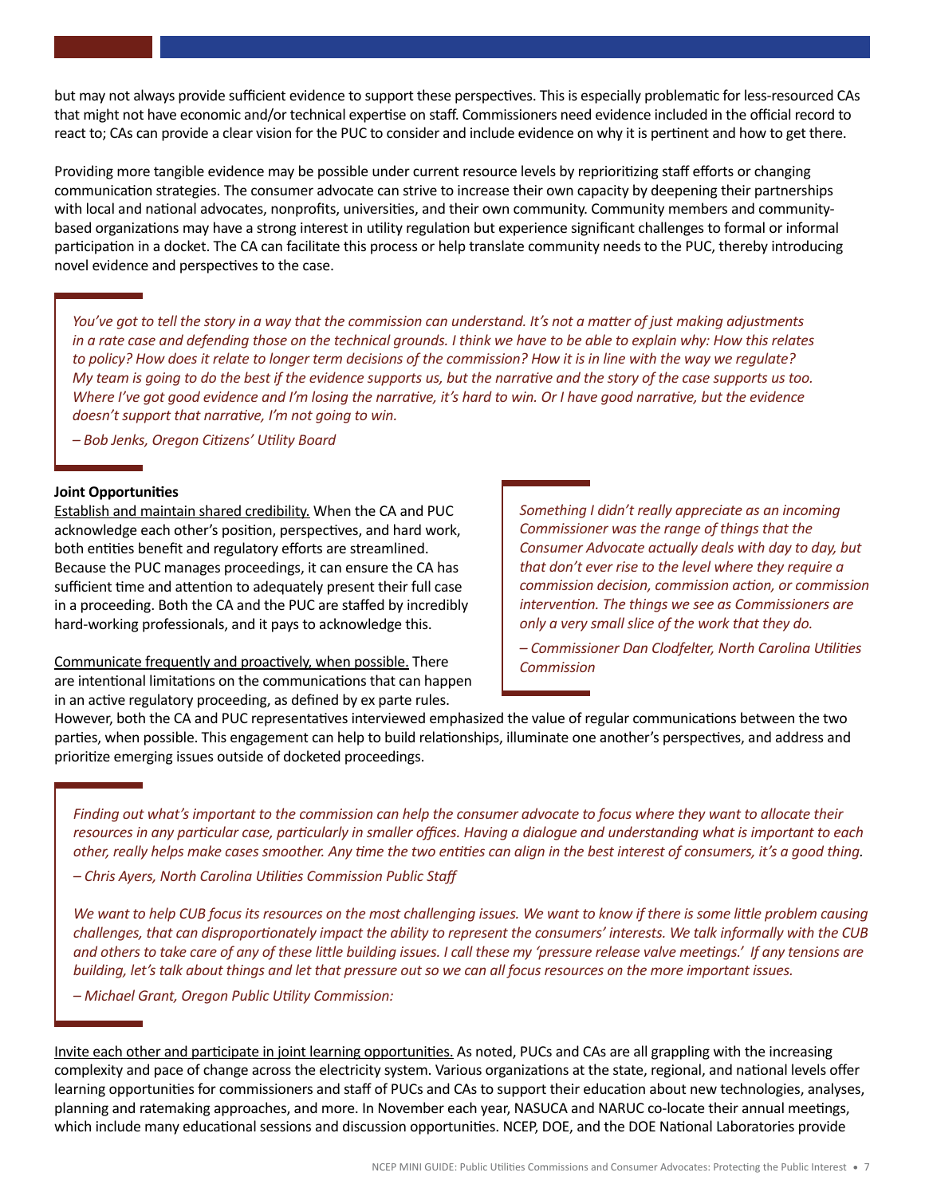but may not always provide sufficient evidence to support these perspectives. This is especially problematic for less-resourced CAs that might not have economic and/or technical expertise on staff. Commissioners need evidence included in the official record to react to; CAs can provide a clear vision for the PUC to consider and include evidence on why it is pertinent and how to get there.

Providing more tangible evidence may be possible under current resource levels by reprioritizing staff efforts or changing communication strategies. The consumer advocate can strive to increase their own capacity by deepening their partnerships with local and national advocates, nonprofits, universities, and their own community. Community members and community-based organizations may have a strong interest in utility regulation but experience significant challenges to formal or informal participation in a docket. The CA can facilitate this process or help translate community needs to the PUC, thereby introducing novel evidence and perspectives to the case.

> *You've got to tell the story in a way that the commission can understand. It's not a matter of just making adjustments in a rate case and defending those on the technical grounds. I think we have to be able to explain why: How this relates to policy? How does it relate to longer term decisions of the commission? How it is in line with the way we regulate? My team is going to do the best if the evidence supports us, but the narrative and the story of the case supports us too. Where I've got good evidence and I'm losing the narrative, it's hard to win. Or I have good narrative, but the evidence doesn't support that narrative, I'm not going to win.*
>
> *– Bob Jenks, Oregon Citizens' Utility Board*

**Joint Opportunities**

Establish and maintain shared credibility. When the CA and PUC acknowledge each other's position, perspectives, and hard work, both entities benefit and regulatory efforts are streamlined. Because the PUC manages proceedings, it can ensure the CA has sufficient time and attention to adequately present their full case in a proceeding. Both the CA and the PUC are staffed by incredibly hard-working professionals, and it pays to acknowledge this.

> *Something I didn't really appreciate as an incoming Commissioner was the range of things that the Consumer Advocate actually deals with day to day, but that don't ever rise to the level where they require a commission decision, commission action, or commission intervention. The things we see as Commissioners are only a very small slice of the work that they do.*
>
> *– Commissioner Dan Clodfelter, North Carolina Utilities Commission*

Communicate frequently and proactively, when possible. There are intentional limitations on the communications that can happen in an active regulatory proceeding, as defined by ex parte rules. However, both the CA and PUC representatives interviewed emphasized the value of regular communications between the two parties, when possible. This engagement can help to build relationships, illuminate one another's perspectives, and address and prioritize emerging issues outside of docketed proceedings.

> *Finding out what's important to the commission can help the consumer advocate to focus where they want to allocate their resources in any particular case, particularly in smaller offices. Having a dialogue and understanding what is important to each other, really helps make cases smoother. Any time the two entities can align in the best interest of consumers, it's a good thing.*
>
> *– Chris Ayers, North Carolina Utilities Commission Public Staff*
>
> *We want to help CUB focus its resources on the most challenging issues. We want to know if there is some little problem causing challenges, that can disproportionately impact the ability to represent the consumers' interests. We talk informally with the CUB and others to take care of any of these little building issues. I call these my 'pressure release valve meetings.' If any tensions are building, let's talk about things and let that pressure out so we can all focus resources on the more important issues.*
>
> *– Michael Grant, Oregon Public Utility Commission:*

Invite each other and participate in joint learning opportunities. As noted, PUCs and CAs are all grappling with the increasing complexity and pace of change across the electricity system. Various organizations at the state, regional, and national levels offer learning opportunities for commissioners and staff of PUCs and CAs to support their education about new technologies, analyses, planning and ratemaking approaches, and more. In November each year, NASUCA and NARUC co-locate their annual meetings, which include many educational sessions and discussion opportunities. NCEP, DOE, and the DOE National Laboratories provide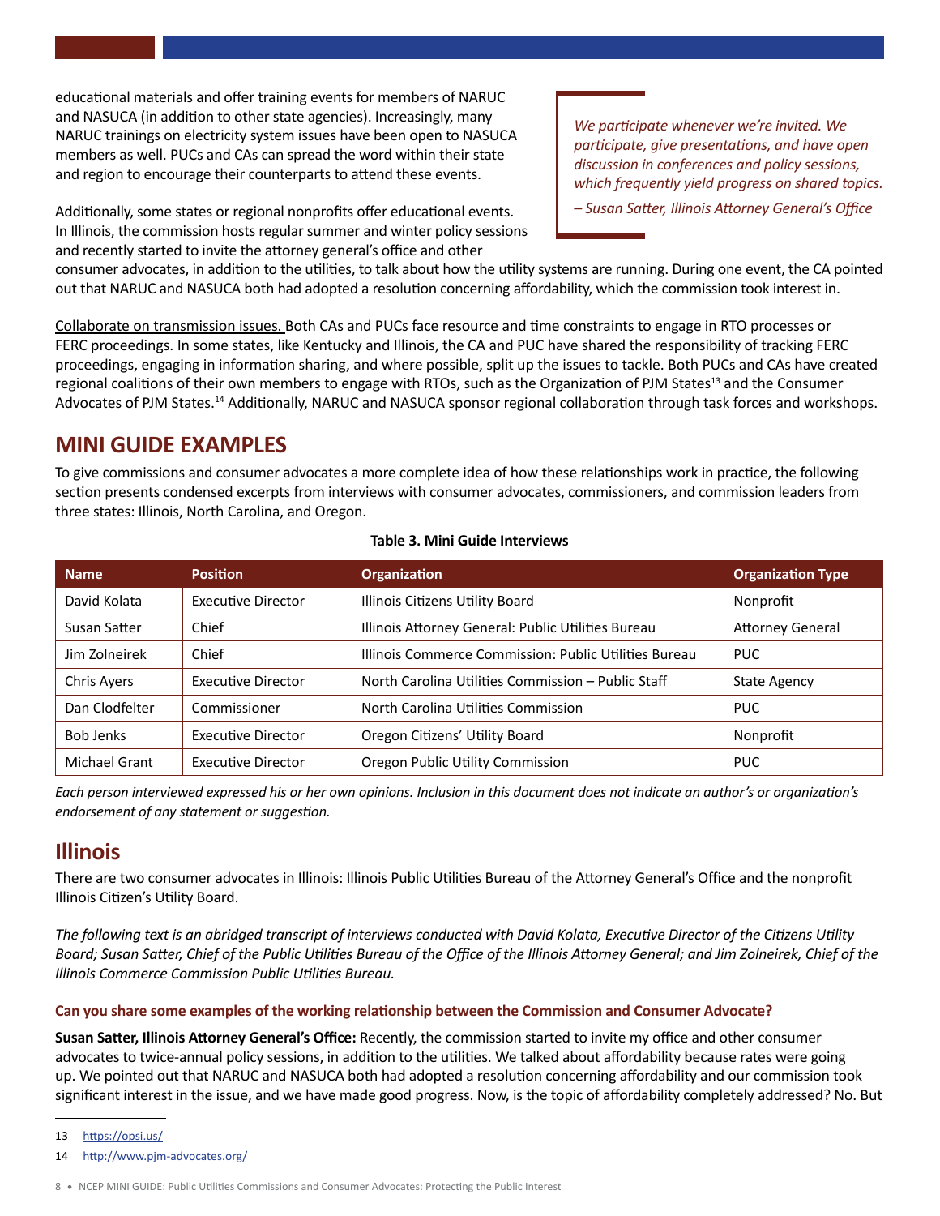educational materials and offer training events for members of NARUC and NASUCA (in addition to other state agencies). Increasingly, many NARUC trainings on electricity system issues have been open to NASUCA members as well. PUCs and CAs can spread the word within their state and region to encourage their counterparts to attend these events.

> *We participate whenever we're invited. We participate, give presentations, and have open discussion in conferences and policy sessions, which frequently yield progress on shared topics.*
>
> *– Susan Satter, Illinois Attorney General's Office*

Additionally, some states or regional nonprofits offer educational events. In Illinois, the commission hosts regular summer and winter policy sessions and recently started to invite the attorney general's office and other consumer advocates, in addition to the utilities, to talk about how the utility systems are running. During one event, the CA pointed out that NARUC and NASUCA both had adopted a resolution concerning affordability, which the commission took interest in.

Collaborate on transmission issues. Both CAs and PUCs face resource and time constraints to engage in RTO processes or FERC proceedings. In some states, like Kentucky and Illinois, the CA and PUC have shared the responsibility of tracking FERC proceedings, engaging in information sharing, and where possible, split up the issues to tackle. Both PUCs and CAs have created regional coalitions of their own members to engage with RTOs, such as the Organization of PJM States[13] and the Consumer Advocates of PJM States.[14] Additionally, NARUC and NASUCA sponsor regional collaboration through task forces and workshops.

## MINI GUIDE EXAMPLES

To give commissions and consumer advocates a more complete idea of how these relationships work in practice, the following section presents condensed excerpts from interviews with consumer advocates, commissioners, and commission leaders from three states: Illinois, North Carolina, and Oregon.

**Table 3. Mini Guide Interviews**

| Name | Position | Organization | Organization Type |
|---|---|---|---|
| David Kolata | Executive Director | Illinois Citizens Utility Board | Nonprofit |
| Susan Satter | Chief | Illinois Attorney General: Public Utilities Bureau | Attorney General |
| Jim Zolneirek | Chief | Illinois Commerce Commission: Public Utilities Bureau | PUC |
| Chris Ayers | Executive Director | North Carolina Utilities Commission – Public Staff | State Agency |
| Dan Clodfelter | Commissioner | North Carolina Utilities Commission | PUC |
| Bob Jenks | Executive Director | Oregon Citizens' Utility Board | Nonprofit |
| Michael Grant | Executive Director | Oregon Public Utility Commission | PUC |

*Each person interviewed expressed his or her own opinions. Inclusion in this document does not indicate an author's or organization's endorsement of any statement or suggestion.*

## Illinois

There are two consumer advocates in Illinois: Illinois Public Utilities Bureau of the Attorney General's Office and the nonprofit Illinois Citizen's Utility Board.

*The following text is an abridged transcript of interviews conducted with David Kolata, Executive Director of the Citizens Utility Board; Susan Satter, Chief of the Public Utilities Bureau of the Office of the Illinois Attorney General; and Jim Zolneirek, Chief of the Illinois Commerce Commission Public Utilities Bureau.*

#### Can you share some examples of the working relationship between the Commission and Consumer Advocate?

**Susan Satter, Illinois Attorney General's Office:** Recently, the commission started to invite my office and other consumer advocates to twice-annual policy sessions, in addition to the utilities. We talked about affordability because rates were going up. We pointed out that NARUC and NASUCA both had adopted a resolution concerning affordability and our commission took significant interest in the issue, and we have made good progress. Now, is the topic of affordability completely addressed? No. But

---

13 https://opsi.us/

14 http://www.pjm-advocates.org/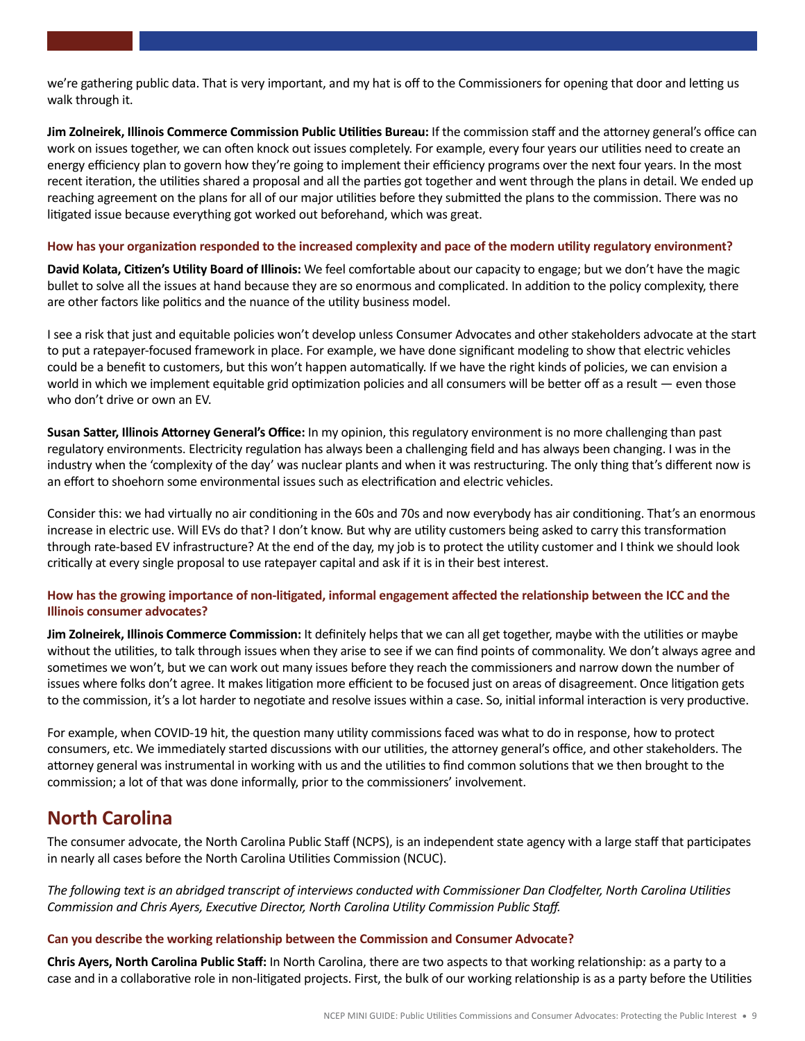we're gathering public data. That is very important, and my hat is off to the Commissioners for opening that door and letting us walk through it.

**Jim Zolneirek, Illinois Commerce Commission Public Utilities Bureau:** If the commission staff and the attorney general's office can work on issues together, we can often knock out issues completely. For example, every four years our utilities need to create an energy efficiency plan to govern how they're going to implement their efficiency programs over the next four years. In the most recent iteration, the utilities shared a proposal and all the parties got together and went through the plans in detail. We ended up reaching agreement on the plans for all of our major utilities before they submitted the plans to the commission. There was no litigated issue because everything got worked out beforehand, which was great.

#### How has your organization responded to the increased complexity and pace of the modern utility regulatory environment?

**David Kolata, Citizen's Utility Board of Illinois:** We feel comfortable about our capacity to engage; but we don't have the magic bullet to solve all the issues at hand because they are so enormous and complicated. In addition to the policy complexity, there are other factors like politics and the nuance of the utility business model.

I see a risk that just and equitable policies won't develop unless Consumer Advocates and other stakeholders advocate at the start to put a ratepayer-focused framework in place. For example, we have done significant modeling to show that electric vehicles could be a benefit to customers, but this won't happen automatically. If we have the right kinds of policies, we can envision a world in which we implement equitable grid optimization policies and all consumers will be better off as a result — even those who don't drive or own an EV.

**Susan Satter, Illinois Attorney General's Office:** In my opinion, this regulatory environment is no more challenging than past regulatory environments. Electricity regulation has always been a challenging field and has always been changing. I was in the industry when the 'complexity of the day' was nuclear plants and when it was restructuring. The only thing that's different now is an effort to shoehorn some environmental issues such as electrification and electric vehicles.

Consider this: we had virtually no air conditioning in the 60s and 70s and now everybody has air conditioning. That's an enormous increase in electric use. Will EVs do that? I don't know. But why are utility customers being asked to carry this transformation through rate-based EV infrastructure? At the end of the day, my job is to protect the utility customer and I think we should look critically at every single proposal to use ratepayer capital and ask if it is in their best interest.

#### How has the growing importance of non-litigated, informal engagement affected the relationship between the ICC and the Illinois consumer advocates?

**Jim Zolneirek, Illinois Commerce Commission:** It definitely helps that we can all get together, maybe with the utilities or maybe without the utilities, to talk through issues when they arise to see if we can find points of commonality. We don't always agree and sometimes we won't, but we can work out many issues before they reach the commissioners and narrow down the number of issues where folks don't agree. It makes litigation more efficient to be focused just on areas of disagreement. Once litigation gets to the commission, it's a lot harder to negotiate and resolve issues within a case. So, initial informal interaction is very productive.

For example, when COVID-19 hit, the question many utility commissions faced was what to do in response, how to protect consumers, etc. We immediately started discussions with our utilities, the attorney general's office, and other stakeholders. The attorney general was instrumental in working with us and the utilities to find common solutions that we then brought to the commission; a lot of that was done informally, prior to the commissioners' involvement.

## North Carolina

The consumer advocate, the North Carolina Public Staff (NCPS), is an independent state agency with a large staff that participates in nearly all cases before the North Carolina Utilities Commission (NCUC).

*The following text is an abridged transcript of interviews conducted with Commissioner Dan Clodfelter, North Carolina Utilities Commission and Chris Ayers, Executive Director, North Carolina Utility Commission Public Staff.*

#### Can you describe the working relationship between the Commission and Consumer Advocate?

**Chris Ayers, North Carolina Public Staff:** In North Carolina, there are two aspects to that working relationship: as a party to a case and in a collaborative role in non-litigated projects. First, the bulk of our working relationship is as a party before the Utilities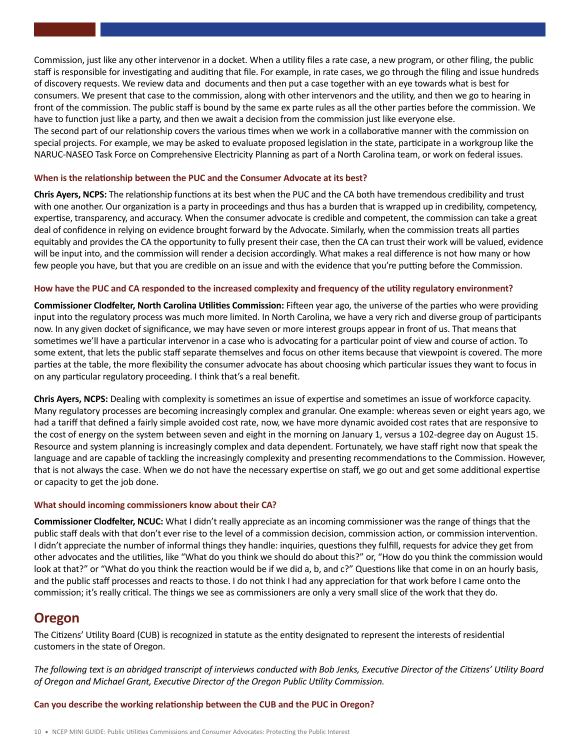Commission, just like any other intervenor in a docket. When a utility files a rate case, a new program, or other filing, the public staff is responsible for investigating and auditing that file. For example, in rate cases, we go through the filing and issue hundreds of discovery requests. We review data and documents and then put a case together with an eye towards what is best for consumers. We present that case to the commission, along with other intervenors and the utility, and then we go to hearing in front of the commission. The public staff is bound by the same ex parte rules as all the other parties before the commission. We have to function just like a party, and then we await a decision from the commission just like everyone else.
The second part of our relationship covers the various times when we work in a collaborative manner with the commission on special projects. For example, we may be asked to evaluate proposed legislation in the state, participate in a workgroup like the NARUC-NASEO Task Force on Comprehensive Electricity Planning as part of a North Carolina team, or work on federal issues.

#### When is the relationship between the PUC and the Consumer Advocate at its best?

**Chris Ayers, NCPS:** The relationship functions at its best when the PUC and the CA both have tremendous credibility and trust with one another. Our organization is a party in proceedings and thus has a burden that is wrapped up in credibility, competency, expertise, transparency, and accuracy. When the consumer advocate is credible and competent, the commission can take a great deal of confidence in relying on evidence brought forward by the Advocate. Similarly, when the commission treats all parties equitably and provides the CA the opportunity to fully present their case, then the CA can trust their work will be valued, evidence will be input into, and the commission will render a decision accordingly. What makes a real difference is not how many or how few people you have, but that you are credible on an issue and with the evidence that you're putting before the Commission.

#### How have the PUC and CA responded to the increased complexity and frequency of the utility regulatory environment?

**Commissioner Clodfelter, North Carolina Utilities Commission:** Fifteen year ago, the universe of the parties who were providing input into the regulatory process was much more limited. In North Carolina, we have a very rich and diverse group of participants now. In any given docket of significance, we may have seven or more interest groups appear in front of us. That means that sometimes we'll have a particular intervenor in a case who is advocating for a particular point of view and course of action. To some extent, that lets the public staff separate themselves and focus on other items because that viewpoint is covered. The more parties at the table, the more flexibility the consumer advocate has about choosing which particular issues they want to focus in on any particular regulatory proceeding. I think that's a real benefit.

**Chris Ayers, NCPS:** Dealing with complexity is sometimes an issue of expertise and sometimes an issue of workforce capacity. Many regulatory processes are becoming increasingly complex and granular. One example: whereas seven or eight years ago, we had a tariff that defined a fairly simple avoided cost rate, now, we have more dynamic avoided cost rates that are responsive to the cost of energy on the system between seven and eight in the morning on January 1, versus a 102-degree day on August 15. Resource and system planning is increasingly complex and data dependent. Fortunately, we have staff right now that speak the language and are capable of tackling the increasingly complexity and presenting recommendations to the Commission. However, that is not always the case. When we do not have the necessary expertise on staff, we go out and get some additional expertise or capacity to get the job done.

#### What should incoming commissioners know about their CA?

**Commissioner Clodfelter, NCUC:** What I didn't really appreciate as an incoming commissioner was the range of things that the public staff deals with that don't ever rise to the level of a commission decision, commission action, or commission intervention. I didn't appreciate the number of informal things they handle: inquiries, questions they fulfill, requests for advice they get from other advocates and the utilities, like "What do you think we should do about this?" or, "How do you think the commission would look at that?" or "What do you think the reaction would be if we did a, b, and c?" Questions like that come in on an hourly basis, and the public staff processes and reacts to those. I do not think I had any appreciation for that work before I came onto the commission; it's really critical. The things we see as commissioners are only a very small slice of the work that they do.

## Oregon

The Citizens' Utility Board (CUB) is recognized in statute as the entity designated to represent the interests of residential customers in the state of Oregon.

*The following text is an abridged transcript of interviews conducted with Bob Jenks, Executive Director of the Citizens' Utility Board of Oregon and Michael Grant, Executive Director of the Oregon Public Utility Commission.*

#### Can you describe the working relationship between the CUB and the PUC in Oregon?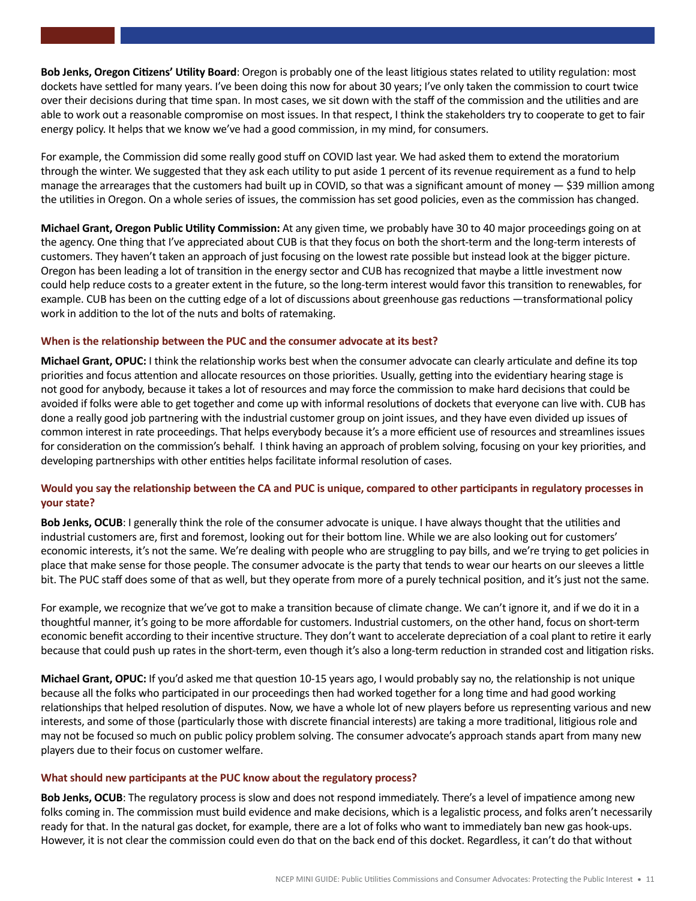**Bob Jenks, Oregon Citizens' Utility Board**: Oregon is probably one of the least litigious states related to utility regulation: most dockets have settled for many years. I've been doing this now for about 30 years; I've only taken the commission to court twice over their decisions during that time span. In most cases, we sit down with the staff of the commission and the utilities and are able to work out a reasonable compromise on most issues. In that respect, I think the stakeholders try to cooperate to get to fair energy policy. It helps that we know we've had a good commission, in my mind, for consumers.

For example, the Commission did some really good stuff on COVID last year. We had asked them to extend the moratorium through the winter. We suggested that they ask each utility to put aside 1 percent of its revenue requirement as a fund to help manage the arrearages that the customers had built up in COVID, so that was a significant amount of money — $39 million among the utilities in Oregon. On a whole series of issues, the commission has set good policies, even as the commission has changed.

**Michael Grant, Oregon Public Utility Commission:** At any given time, we probably have 30 to 40 major proceedings going on at the agency. One thing that I've appreciated about CUB is that they focus on both the short-term and the long-term interests of customers. They haven't taken an approach of just focusing on the lowest rate possible but instead look at the bigger picture. Oregon has been leading a lot of transition in the energy sector and CUB has recognized that maybe a little investment now could help reduce costs to a greater extent in the future, so the long-term interest would favor this transition to renewables, for example. CUB has been on the cutting edge of a lot of discussions about greenhouse gas reductions —transformational policy work in addition to the lot of the nuts and bolts of ratemaking.

### When is the relationship between the PUC and the consumer advocate at its best?

**Michael Grant, OPUC:** I think the relationship works best when the consumer advocate can clearly articulate and define its top priorities and focus attention and allocate resources on those priorities. Usually, getting into the evidentiary hearing stage is not good for anybody, because it takes a lot of resources and may force the commission to make hard decisions that could be avoided if folks were able to get together and come up with informal resolutions of dockets that everyone can live with. CUB has done a really good job partnering with the industrial customer group on joint issues, and they have even divided up issues of common interest in rate proceedings. That helps everybody because it's a more efficient use of resources and streamlines issues for consideration on the commission's behalf. I think having an approach of problem solving, focusing on your key priorities, and developing partnerships with other entities helps facilitate informal resolution of cases.

### Would you say the relationship between the CA and PUC is unique, compared to other participants in regulatory processes in your state?

**Bob Jenks, OCUB**: I generally think the role of the consumer advocate is unique. I have always thought that the utilities and industrial customers are, first and foremost, looking out for their bottom line. While we are also looking out for customers' economic interests, it's not the same. We're dealing with people who are struggling to pay bills, and we're trying to get policies in place that make sense for those people. The consumer advocate is the party that tends to wear our hearts on our sleeves a little bit. The PUC staff does some of that as well, but they operate from more of a purely technical position, and it's just not the same.

For example, we recognize that we've got to make a transition because of climate change. We can't ignore it, and if we do it in a thoughtful manner, it's going to be more affordable for customers. Industrial customers, on the other hand, focus on short-term economic benefit according to their incentive structure. They don't want to accelerate depreciation of a coal plant to retire it early because that could push up rates in the short-term, even though it's also a long-term reduction in stranded cost and litigation risks.

**Michael Grant, OPUC:** If you'd asked me that question 10-15 years ago, I would probably say no, the relationship is not unique because all the folks who participated in our proceedings then had worked together for a long time and had good working relationships that helped resolution of disputes. Now, we have a whole lot of new players before us representing various and new interests, and some of those (particularly those with discrete financial interests) are taking a more traditional, litigious role and may not be focused so much on public policy problem solving. The consumer advocate's approach stands apart from many new players due to their focus on customer welfare.

### What should new participants at the PUC know about the regulatory process?

**Bob Jenks, OCUB**: The regulatory process is slow and does not respond immediately. There's a level of impatience among new folks coming in. The commission must build evidence and make decisions, which is a legalistic process, and folks aren't necessarily ready for that. In the natural gas docket, for example, there are a lot of folks who want to immediately ban new gas hook-ups. However, it is not clear the commission could even do that on the back end of this docket. Regardless, it can't do that without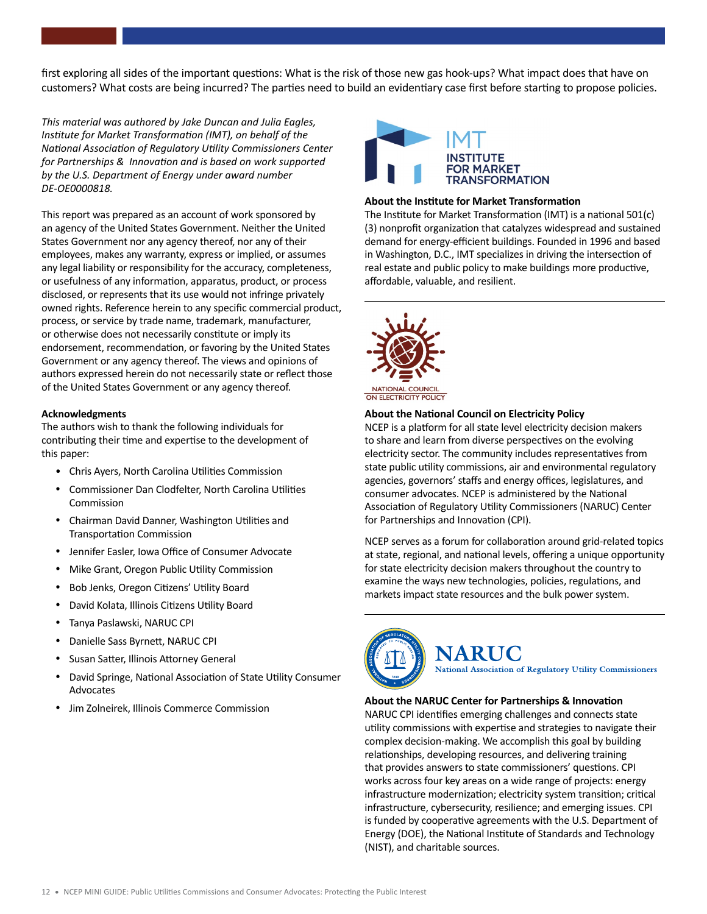first exploring all sides of the important questions: What is the risk of those new gas hook-ups? What impact does that have on customers? What costs are being incurred? The parties need to build an evidentiary case first before starting to propose policies.

*This material was authored by Jake Duncan and Julia Eagles, Institute for Market Transformation (IMT), on behalf of the National Association of Regulatory Utility Commissioners Center for Partnerships & Innovation and is based on work supported by the U.S. Department of Energy under award number DE-OE0000818.*

This report was prepared as an account of work sponsored by an agency of the United States Government. Neither the United States Government nor any agency thereof, nor any of their employees, makes any warranty, express or implied, or assumes any legal liability or responsibility for the accuracy, completeness, or usefulness of any information, apparatus, product, or process disclosed, or represents that its use would not infringe privately owned rights. Reference herein to any specific commercial product, process, or service by trade name, trademark, manufacturer, or otherwise does not necessarily constitute or imply its endorsement, recommendation, or favoring by the United States Government or any agency thereof. The views and opinions of authors expressed herein do not necessarily state or reflect those of the United States Government or any agency thereof.

**Acknowledgments**

The authors wish to thank the following individuals for contributing their time and expertise to the development of this paper:

- Chris Ayers, North Carolina Utilities Commission
- Commissioner Dan Clodfelter, North Carolina Utilities Commission
- Chairman David Danner, Washington Utilities and Transportation Commission
- Jennifer Easler, Iowa Office of Consumer Advocate
- Mike Grant, Oregon Public Utility Commission
- Bob Jenks, Oregon Citizens' Utility Board
- David Kolata, Illinois Citizens Utility Board
- Tanya Paslawski, NARUC CPI
- Danielle Sass Byrnett, NARUC CPI
- Susan Satter, Illinois Attorney General
- David Springe, National Association of State Utility Consumer Advocates
- Jim Zolneirek, Illinois Commerce Commission

IMT INSTITUTE FOR MARKET TRANSFORMATION

**About the Institute for Market Transformation**

The Institute for Market Transformation (IMT) is a national 501(c)(3) nonprofit organization that catalyzes widespread and sustained demand for energy-efficient buildings. Founded in 1996 and based in Washington, D.C., IMT specializes in driving the intersection of real estate and public policy to make buildings more productive, affordable, valuable, and resilient.

NATIONAL COUNCIL ON ELECTRICITY POLICY

**About the National Council on Electricity Policy**

NCEP is a platform for all state level electricity decision makers to share and learn from diverse perspectives on the evolving electricity sector. The community includes representatives from state public utility commissions, air and environmental regulatory agencies, governors' staffs and energy offices, legislatures, and consumer advocates. NCEP is administered by the National Association of Regulatory Utility Commissioners (NARUC) Center for Partnerships and Innovation (CPI).

NCEP serves as a forum for collaboration around grid-related topics at state, regional, and national levels, offering a unique opportunity for state electricity decision makers throughout the country to examine the ways new technologies, policies, regulations, and markets impact state resources and the bulk power system.

NARUC National Association of Regulatory Utility Commissioners

**About the NARUC Center for Partnerships & Innovation**

NARUC CPI identifies emerging challenges and connects state utility commissions with expertise and strategies to navigate their complex decision-making. We accomplish this goal by building relationships, developing resources, and delivering training that provides answers to state commissioners' questions. CPI works across four key areas on a wide range of projects: energy infrastructure modernization; electricity system transition; critical infrastructure, cybersecurity, resilience; and emerging issues. CPI is funded by cooperative agreements with the U.S. Department of Energy (DOE), the National Institute of Standards and Technology (NIST), and charitable sources.